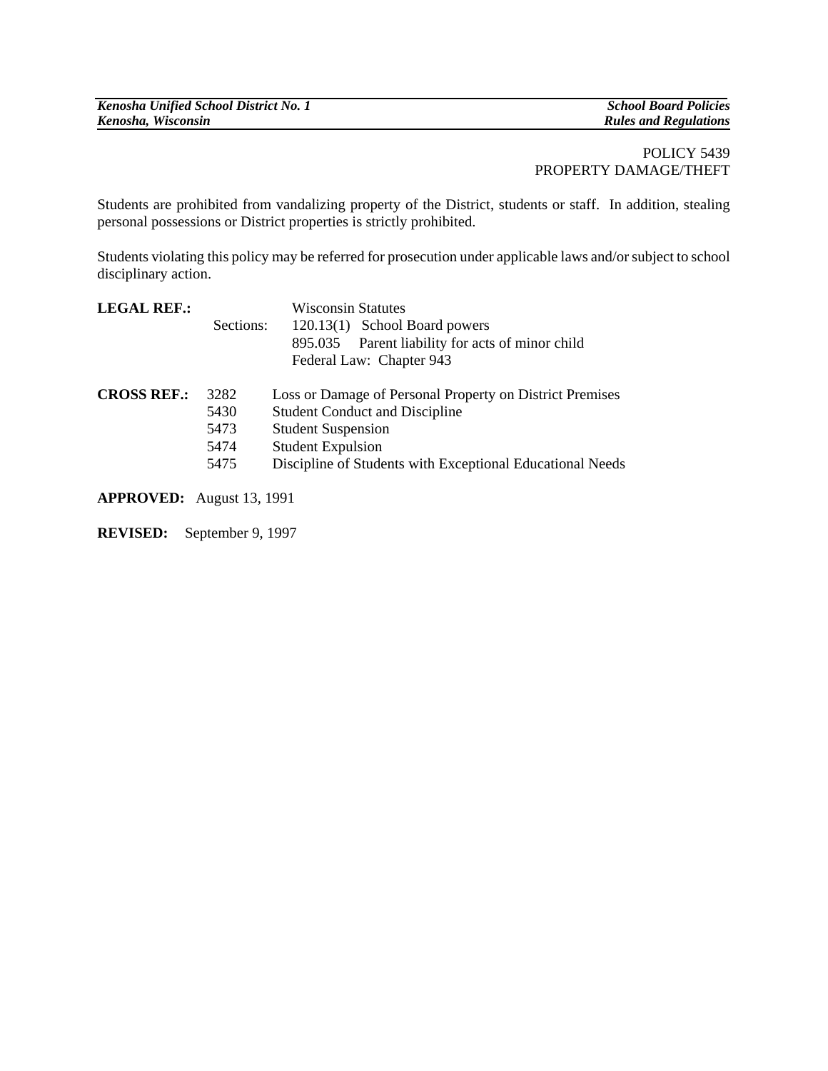POLICY 5439
PROPERTY DAMAGE/THEFT

Students are prohibited from vandalizing property of the District, students or staff. In addition, stealing personal possessions or District properties is strictly prohibited.

Students violating this policy may be referred for prosecution under applicable laws and/or subject to school disciplinary action.

**LEGAL REF.:** Wisconsin Statutes
Sections: 120.13(1) School Board powers
895.035 Parent liability for acts of minor child
Federal Law: Chapter 943

**CROSS REF.:**
3282 Loss or Damage of Personal Property on District Premises
5430 Student Conduct and Discipline
5473 Student Suspension
5474 Student Expulsion
5475 Discipline of Students with Exceptional Educational Needs

**APPROVED:** August 13, 1991

**REVISED:** September 9, 1997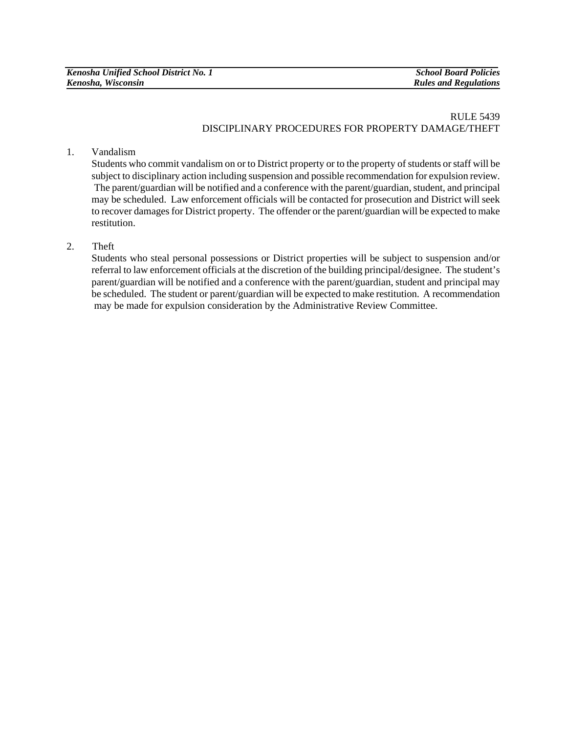RULE 5439
DISCIPLINARY PROCEDURES FOR PROPERTY DAMAGE/THEFT

1. Vandalism
   Students who commit vandalism on or to District property or to the property of students or staff will be subject to disciplinary action including suspension and possible recommendation for expulsion review. The parent/guardian will be notified and a conference with the parent/guardian, student, and principal may be scheduled. Law enforcement officials will be contacted for prosecution and District will seek to recover damages for District property. The offender or the parent/guardian will be expected to make restitution.

2. Theft
   Students who steal personal possessions or District properties will be subject to suspension and/or referral to law enforcement officials at the discretion of the building principal/designee. The student's parent/guardian will be notified and a conference with the parent/guardian, student and principal may be scheduled. The student or parent/guardian will be expected to make restitution. A recommendation may be made for expulsion consideration by the Administrative Review Committee.